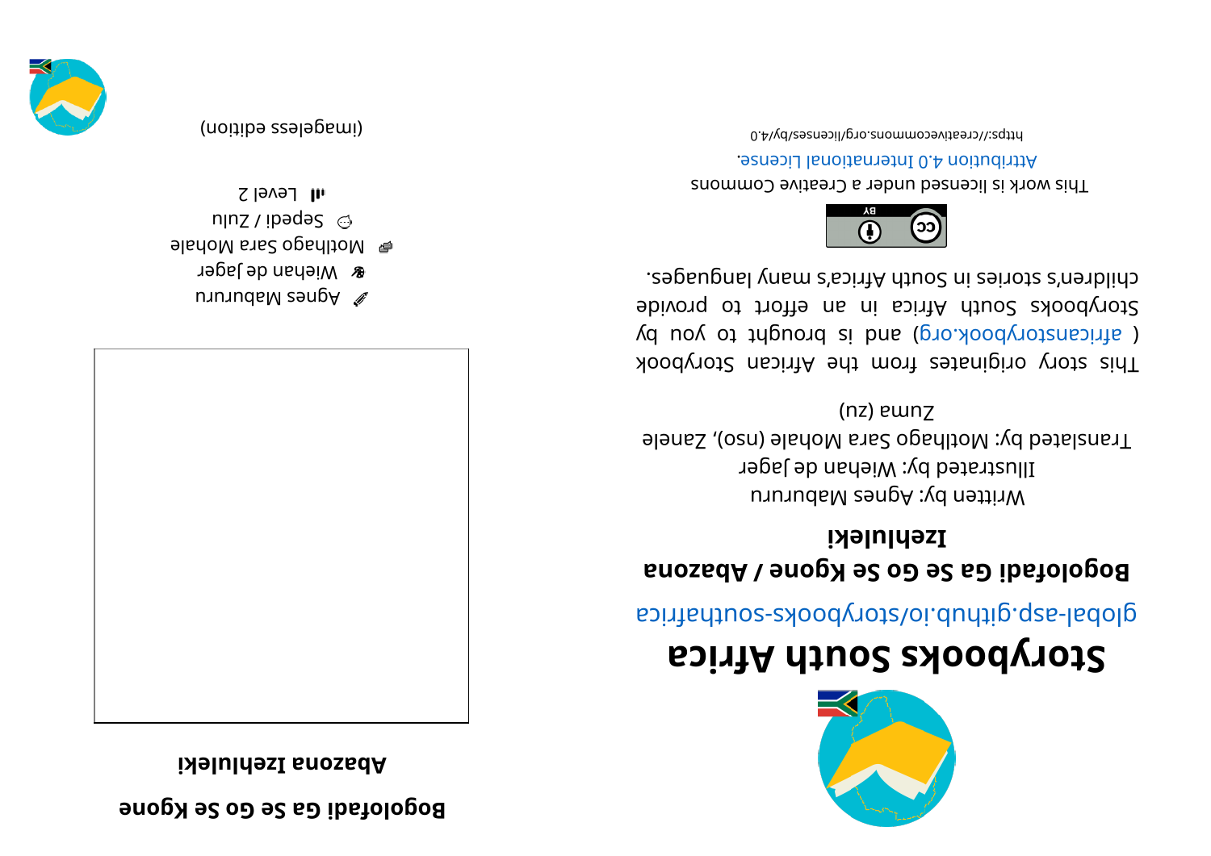# Storybooks South Africa

global-asp.github.io/storybooks-southafrica

## Bogolofadi Ga Se Go Se Kgone / Abazona Izehluleki

Written by: Agnes Mabururu

Illustrated by: Wiehan de Jager

Translated by: Motlhago Sara Mohale (nso), Zanele Zuma (zu)

This story originates from the African Storybook ( africanstorybook.org) and is brought to you by Storybooks South Africa in an effort to provide children's stories in South Africa's many languages.

This work is licensed under a Creative Commons Attribution 4.0 International License.

https://creativecommons.org/licenses/by/4.0

**Bogolofadi Ga Se Go Se Kgone**

**Abazona Izehluleki**

Agnes Mabururu

Wiehan de Jager

Motlhago Sara Mohale

Sepedi / Zulu

Level 2

(imageless edition)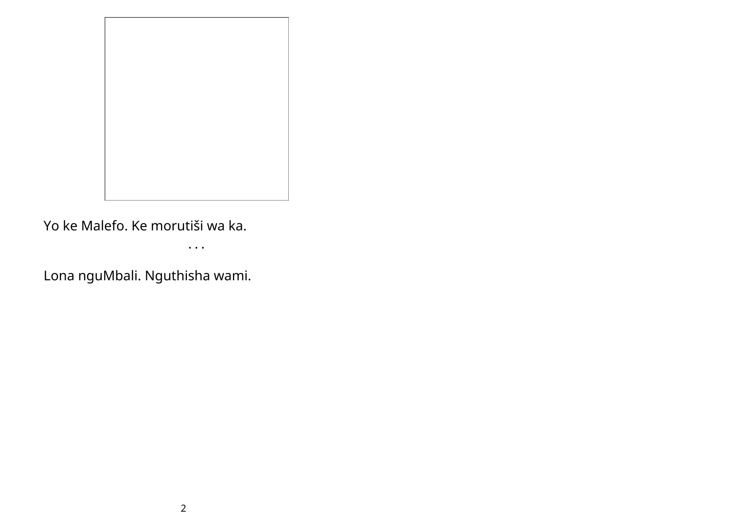Yo ke Malefo. Ke morutiši wa ka.

. . .

Lona nguMbali. Nguthisha wami.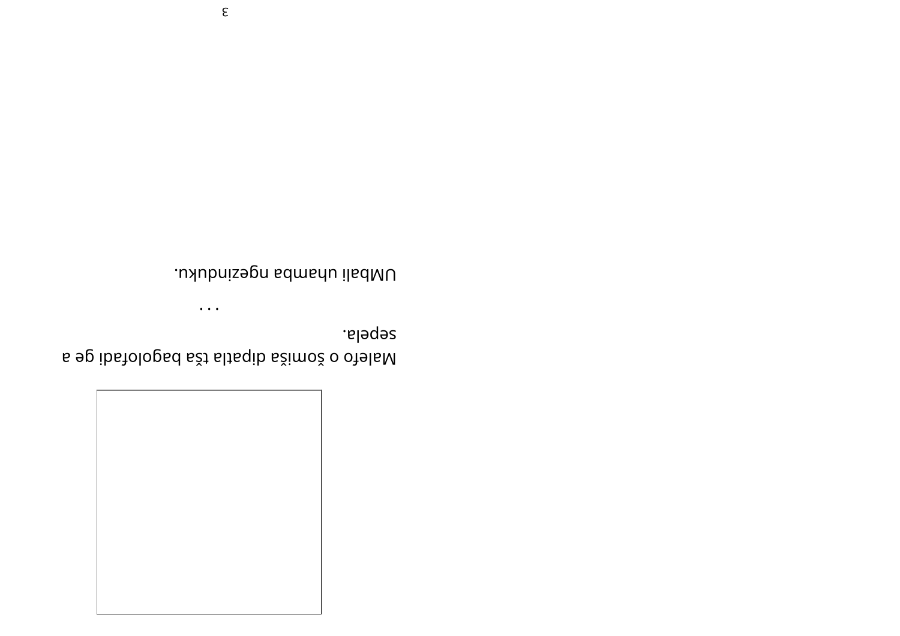Malefo o šomiša dipatla tša bagolofadi ge a sepela.

. . .

UMbali uhamba ngezinduku.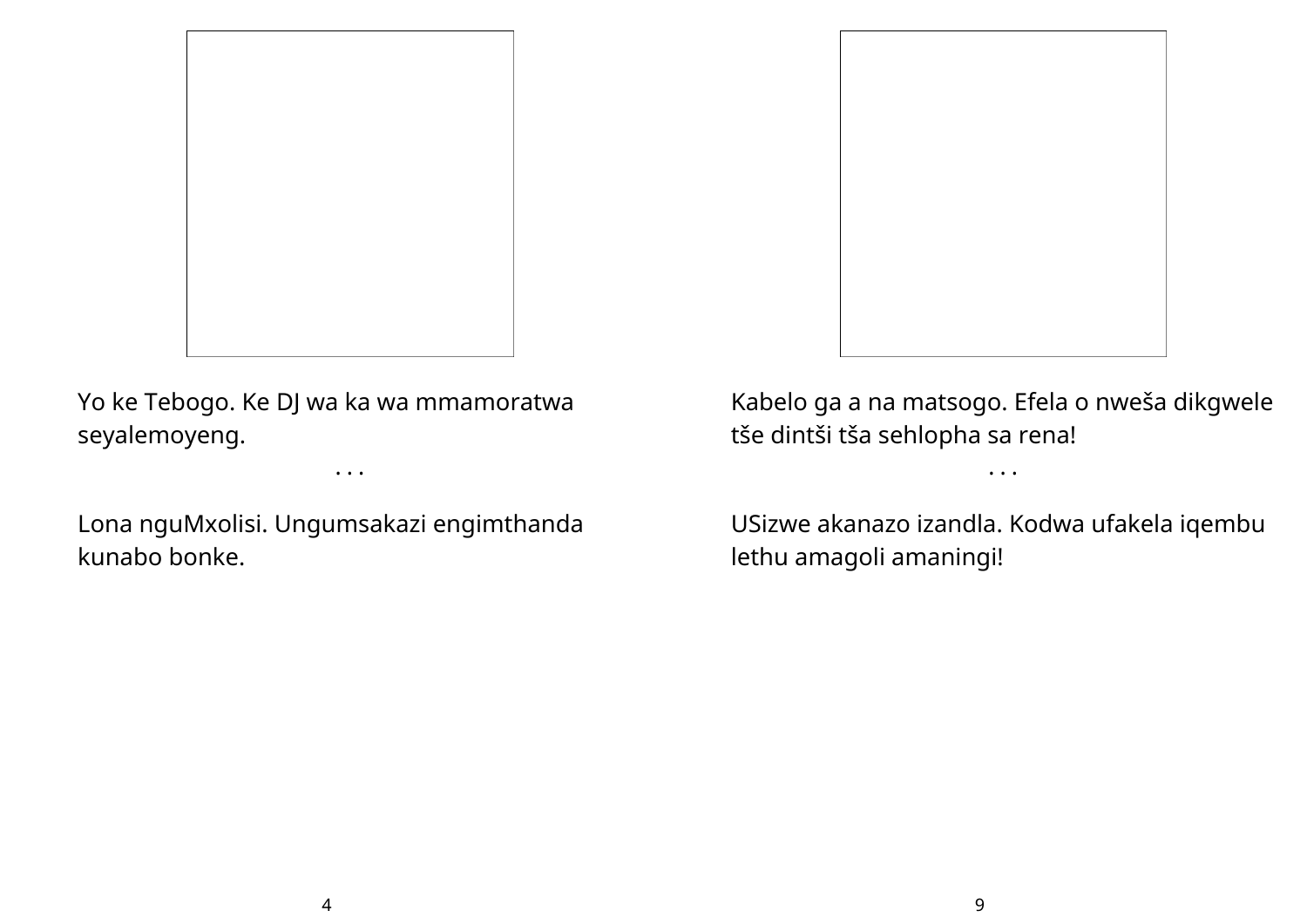Yo ke Tebogo. Ke DJ wa ka wa mmamoratwa seyalemoyeng.

. . .

Lona nguMxolisi. Ungumsakazi engimthanda kunabo bonke.

Kabelo ga a na matsogo. Efela o nweša dikgwele tše dintši tša sehlopha sa rena!

. . .

USizwe akanazo izandla. Kodwa ufakela iqembu lethu amagoli amaningi!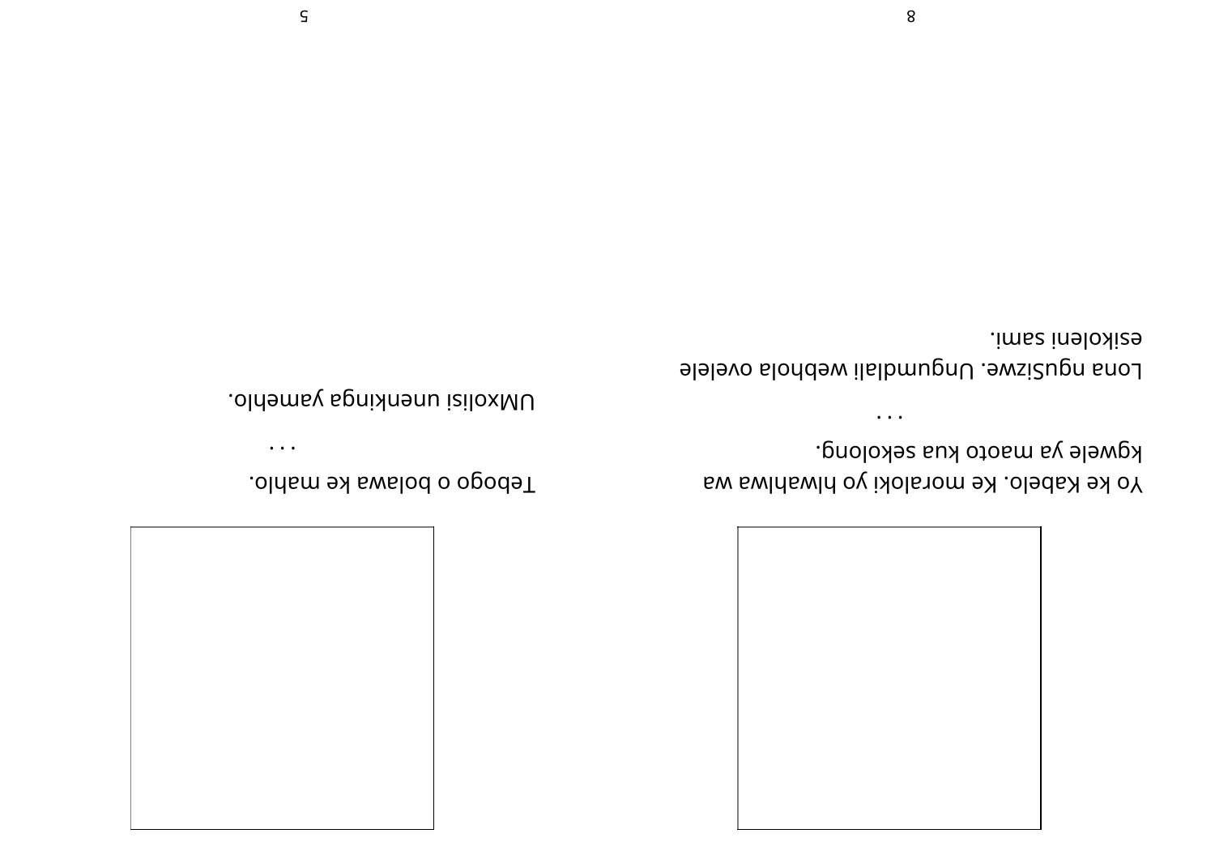Yo ke Kabelo. Ke moraloki yo hlwahlwa wa kgwele ya maoto kua sekolong.

. . .

Lona nguSizwe. Ungumdlali webhola ovelele esikoleni sami.

Tebogo o bolawa ke mahlo.

. . .

UMxolisi unenkinga yamehlo.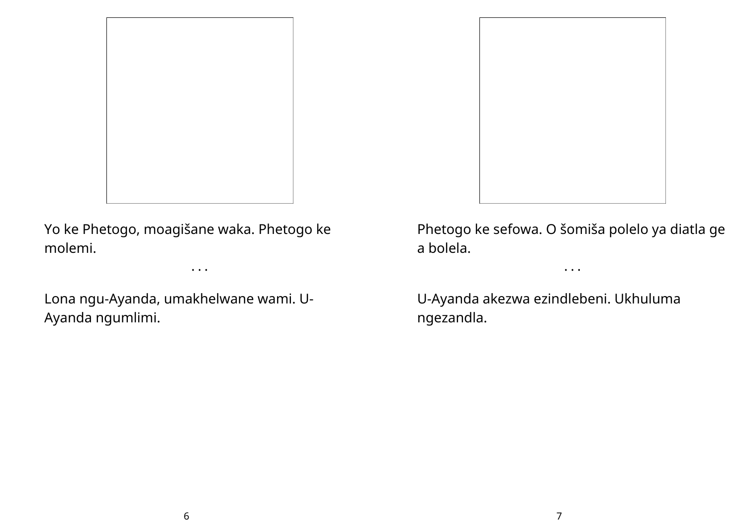Yo ke Phetogo, moagišane waka. Phetogo ke molemi.

. . .

Lona ngu-Ayanda, umakhelwane wami. U-Ayanda ngumlimi.

Phetogo ke sefowa. O šomiša polelo ya diatla ge a bolela.

. . .

U-Ayanda akezwa ezindlebeni. Ukhuluma ngezandla.